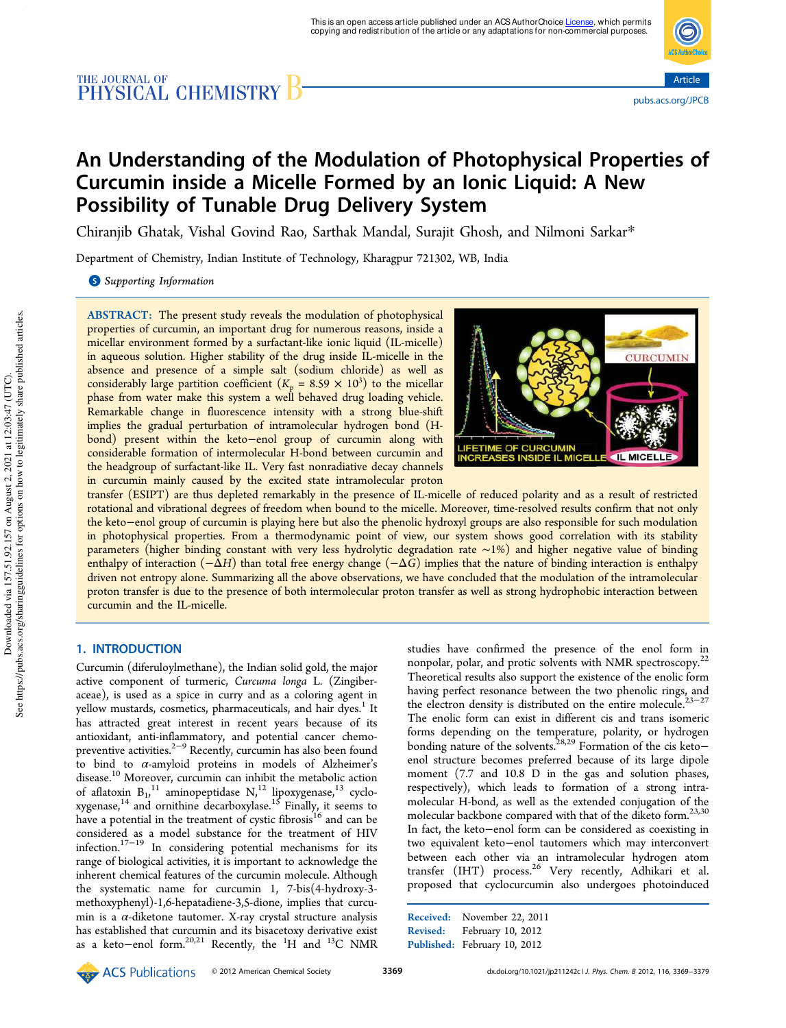# An Understanding of the Modulation of Photophysical Properties of Curcumin inside a Micelle Formed by an Ionic Liquid: A New Possibility of Tunable Drug Delivery System

Chiranjib Ghatak, Vishal Govind Rao, Sarthak Mandal, Surajit Ghosh, and Nilmoni Sarkar*

Department of Chemistry, Indian Institute of Technology, Kharagpur 721302, WB, India

Supporting Information

**ABSTRACT:** The present study reveals the modulation of photophysical properties of curcumin, an important drug for numerous reasons, inside a micellar environment formed by a surfactant-like ionic liquid (IL-micelle) in aqueous solution. Higher stability of the drug inside IL-micelle in the absence and presence of a simple salt (sodium chloride) as well as considerably large partition coefficient ($K_p = 8.59 \times 10^3$) to the micellar phase from water make this system a well behaved drug loading vehicle. Remarkable change in fluorescence intensity with a strong blue-shift implies the gradual perturbation of intramolecular hydrogen bond (H-bond) present within the keto−enol group of curcumin along with considerable formation of intermolecular H-bond between curcumin and the headgroup of surfactant-like IL. Very fast nonradiative decay channels in curcumin mainly caused by the excited state intramolecular proton transfer (ESIPT) are thus depleted remarkably in the presence of IL-micelle of reduced polarity and as a result of restricted rotational and vibrational degrees of freedom when bound to the micelle. Moreover, time-resolved results confirm that not only the keto−enol group of curcumin is playing here but also the phenolic hydroxyl groups are also responsible for such modulation in photophysical properties. From a thermodynamic point of view, our system shows good correlation with its stability parameters (higher binding constant with very less hydrolytic degradation rate ~1%) and higher negative value of binding enthalpy of interaction ($-\Delta H$) than total free energy change ($-\Delta G$) implies that the nature of binding interaction is enthalpy driven not entropy alone. Summarizing all the above observations, we have concluded that the modulation of the intramolecular proton transfer is due to the presence of both intermolecular proton transfer as well as strong hydrophobic interaction between curcumin and the IL-micelle.

## 1. INTRODUCTION

Curcumin (diferuloylmethane), the Indian solid gold, the major active component of turmeric, *Curcuma longa* L. (Zingiberaceae), is used as a spice in curry and as a coloring agent in yellow mustards, cosmetics, pharmaceuticals, and hair dyes.[1] It has attracted great interest in recent years because of its antioxidant, anti-inflammatory, and potential cancer chemopreventive activities.[2−9] Recently, curcumin has also been found to bind to α-amyloid proteins in models of Alzheimer's disease.[10] Moreover, curcumin can inhibit the metabolic action of aflatoxin $B_1$,[11] aminopeptidase N,[12] lipoxygenase,[13] cyclooxygenase,[14] and ornithine decarboxylase.[15] Finally, it seems to have a potential in the treatment of cystic fibrosis[16] and can be considered as a model substance for the treatment of HIV infection.[17−19] In considering potential mechanisms for its range of biological activities, it is important to acknowledge the inherent chemical features of the curcumin molecule. Although the systematic name for curcumin 1, 7-bis(4-hydroxy-3-methoxyphenyl)-1,6-hepatadiene-3,5-dione, implies that curcumin is a α-diketone tautomer. X-ray crystal structure analysis has established that curcumin and its bisacetoxy derivative exist as a keto−enol form.[20,21] Recently, the $^1$H and $^{13}$C NMR studies have confirmed the presence of the enol form in nonpolar, polar, and protic solvents with NMR spectroscopy.[22] Theoretical results also support the existence of the enolic form having perfect resonance between the two phenolic rings, and the electron density is distributed on the entire molecule.[23−27] The enolic form can exist in different cis and trans isomeric forms depending on the temperature, polarity, or hydrogen bonding nature of the solvents.[28,29] Formation of the cis keto−enol structure becomes preferred because of its large dipole moment (7.7 and 10.8 D in the gas and solution phases, respectively), which leads to formation of a strong intramolecular H-bond, as well as the extended conjugation of the molecular backbone compared with that of the diketo form.[23,30] In fact, the keto−enol form can be considered as coexisting in two equivalent keto−enol tautomers which may interconvert between each other via an intramolecular hydrogen atom transfer (IHT) process.[26] Very recently, Adhikari et al. proposed that cyclocurcumin also undergoes photoinduced

Received: November 22, 2011
Revised: February 10, 2012
Published: February 10, 2012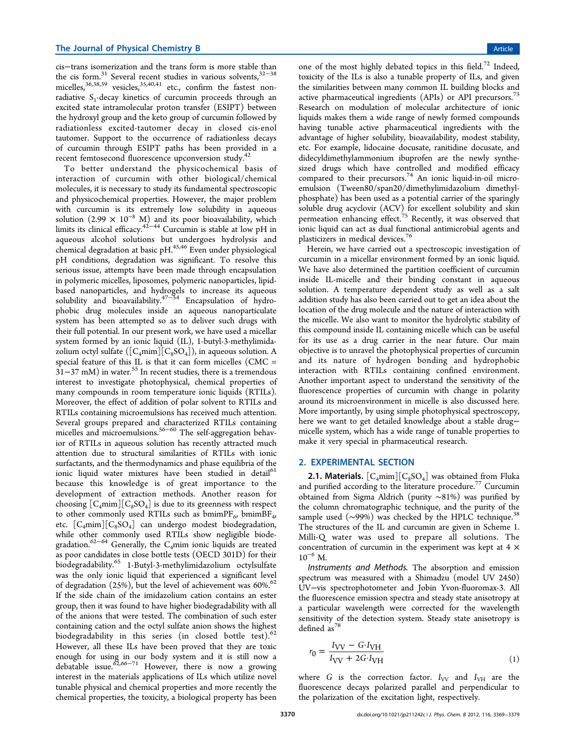cis–trans isomerization and the trans form is more stable than the cis form.[31] Several recent studies in various solvents,[32−38] micelles,[36,38,39] vesicles,[35,40,41] etc., confirm the fastest nonradiative $S_1$-decay kinetics of curcumin proceeds through an excited state intramolecular proton transfer (ESIPT) between the hydroxyl group and the keto group of curcumin followed by radiationless excited-tautomer decay in closed cis-enol tautomer. Support to the occurrence of radiationless decays of curcumin through ESIPT paths has been provided in a recent femtosecond fluorescence upconversion study.[42]

To better understand the physicochemical basis of interaction of curcumin with other biological/chemical molecules, it is necessary to study its fundamental spectroscopic and physicochemical properties. However, the major problem with curcumin is its extremely low solubility in aqueous solution ($2.99 \times 10^{-8}$ M) and its poor bioavailability, which limits its clinical efficacy.[42−44] Curcumin is stable at low pH in aqueous alcohol solutions but undergoes hydrolysis and chemical degradation at basic pH.[45,46] Even under physiological pH conditions, degradation was significant. To resolve this serious issue, attempts have been made through encapsulation in polymeric micelles, liposomes, polymeric nanoparticles, lipid-based nanoparticles, and hydrogels to increase its aqueous solubility and bioavailability.[47−54] Encapsulation of hydrophobic drug molecules inside an aqueous nanoparticulate system has been attempted so as to deliver such drugs with their full potential. In our present work, we have used a micellar system formed by an ionic liquid (IL), 1-butyl-3-methylimidazolium octyl sulfate ([$C_4$mim][$C_8SO_4$]), in aqueous solution. A special feature of this IL is that it can form micelles (CMC = 31−37 mM) in water.[55] In recent studies, there is a tremendous interest to investigate photophysical, chemical properties of many compounds in room temperature ionic liquids (RTILs). Moreover, the effect of addition of polar solvent to RTILs and RTILs containing microemulsions has received much attention. Several groups prepared and characterized RTILs containing micelles and microemulsions.[56−60] The self-aggregation behavior of RTILs in aqueous solution has recently attracted much attention due to structural similarities of RTILs with ionic surfactants, and the thermodynamics and phase equilibria of the ionic liquid water mixtures have been studied in detail[61] because this knowledge is of great importance to the development of extraction methods. Another reason for choosing [$C_4$mim][$C_8SO_4$] is due to its greenness with respect to other commonly used RTILs such as bmim$PF_6$, bmim$BF_4$, etc. [$C_4$mim][$C_8SO_4$] can undergo modest biodegradation, while other commonly used RTILs show negligible biodegradation.[62−64] Generally, the $C_4$mim ionic liquids are treated as poor candidates in close bottle tests (OECD 301D) for their biodegradability.[65] 1-Butyl-3-methylimidazolium octylsulfate was the only ionic liquid that experienced a significant level of degradation (25%), but the level of achievement was 60%.[62] If the side chain of the imidazolium cation contains an ester group, then it was found to have higher biodegradability with all of the anions that were tested. The combination of such ester containing cation and the octyl sulfate anion shows the highest biodegradability in this series (in closed bottle test).[62] However, all these ILs have been proved that they are toxic enough for using in our body system and it is still now a debatable issue.[62,66−71] However, there is now a growing interest in the materials applications of ILs which utilize novel tunable physical and chemical properties and more recently the chemical properties, the toxicity, a biological property has been one of the most highly debated topics in this field.[72] Indeed, toxicity of the ILs is also a tunable property of ILs, and given the similarities between many common IL building blocks and active pharmaceutical ingredients (APIs) or API precursors.[73] Research on modulation of molecular architecture of ionic liquids makes them a wide range of newly formed compounds having tunable active pharmaceutical ingredients with the advantage of higher solubility, bioavailability, modest stability, etc. For example, lidocaine docusate, ranitidine docusate, and didecyldimethylammonium ibuprofen are the newly synthesized drugs which have controlled and modified efficacy compared to their precursors.[74] An ionic liquid-in-oil microemulsion (Tween80/span20/dimethylimidazolium dimethylphosphate) has been used as a potential carrier of the sparingly soluble drug acyclovir (ACV) for excellent solubility and skin permeation enhancing effect.[75] Recently, it was observed that ionic liquid can act as dual functional antimicrobial agents and plasticizers in medical devices.[76]

Herein, we have carried out a spectroscopic investigation of curcumin in a micellar environment formed by an ionic liquid. We have also determined the partition coefficient of curcumin inside IL-micelle and their binding constant in aqueous solution. A temperature dependent study as well as a salt addition study has also been carried out to get an idea about the location of the drug molecule and the nature of interaction with the micelle. We also want to monitor the hydrolytic stability of this compound inside IL containing micelle which can be useful for its use as a drug carrier in the near future. Our main objective is to unravel the photophysical properties of curcumin and its nature of hydrogen bonding and hydrophobic interaction with RTILs containing confined environment. Another important aspect to understand the sensitivity of the fluorescence properties of curcumin with change in polarity around its microenvironment in micelle is also discussed here. More importantly, by using simple photophysical spectroscopy, here we want to get detailed knowledge about a stable drug−micelle system, which has a wide range of tunable properties to make it very special in pharmaceutical research.

## 2. EXPERIMENTAL SECTION

**2.1. Materials.** [$C_4$mim][$C_8SO_4$] was obtained from Fluka and purified according to the literature procedure.[77] Curcumin obtained from Sigma Aldrich (purity ~81%) was purified by the column chromatographic technique, and the purity of the sample used (~99%) was checked by the HPLC technique.[38] The structures of the IL and curcumin are given in Scheme 1. Milli-Q water was used to prepare all solutions. The concentration of curcumin in the experiment was kept at $4 \times 10^{-6}$ M.

*Instruments and Methods.* The absorption and emission spectrum was measured with a Shimadzu (model UV 2450) UV−vis spectrophotometer and Jobin Yvon-fluoromax-3. All the fluorescence emission spectra and steady state anisotropy at a particular wavelength were corrected for the wavelength sensitivity of the detection system. Steady state anisotropy is defined as[78]

$$r_0 = \frac{I_{VV} - G \cdot I_{VH}}{I_{VV} + 2G \cdot I_{VH}} \tag{1}$$

where $G$ is the correction factor. $I_{VV}$ and $I_{VH}$ are the fluorescence decays polarized parallel and perpendicular to the polarization of the excitation light, respectively.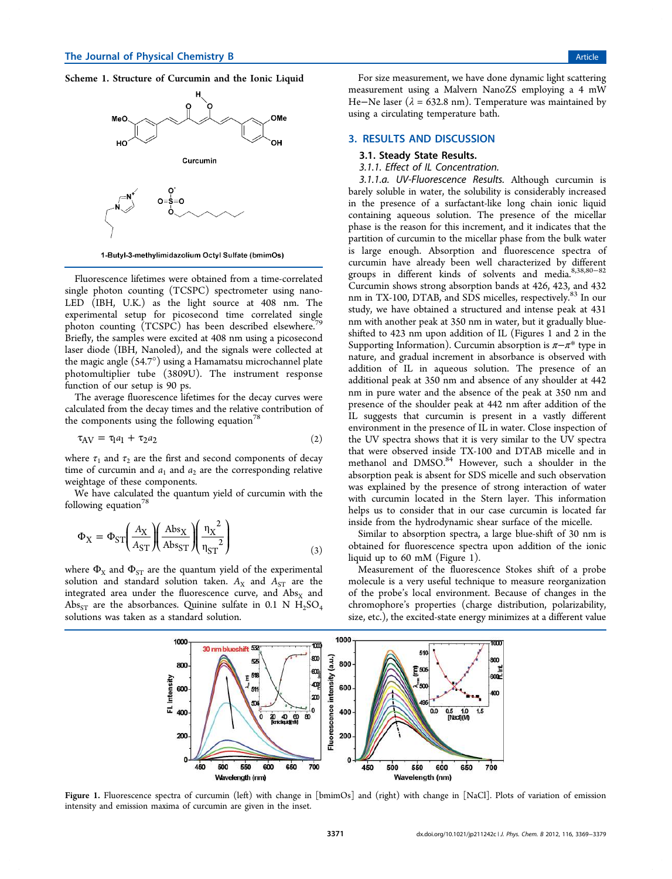**Scheme 1. Structure of Curcumin and the Ionic Liquid**

Curcumin

1-Butyl-3-methylimidazolium Octyl Sulfate (bmimOs)

Fluorescence lifetimes were obtained from a time-correlated single photon counting (TCSPC) spectrometer using nano-LED (IBH, U.K.) as the light source at 408 nm. The experimental setup for picosecond time correlated single photon counting (TCSPC) has been described elsewhere.[79] Briefly, the samples were excited at 408 nm using a picosecond laser diode (IBH, Nanoled), and the signals were collected at the magic angle (54.7°) using a Hamamatsu microchannel plate photomultiplier tube (3809U). The instrument response function of our setup is 90 ps.

The average fluorescence lifetimes for the decay curves were calculated from the decay times and the relative contribution of the components using the following equation[78]

$$\tau_{AV} = \tau_1 a_1 + \tau_2 a_2 \tag{2}$$

where $\tau_1$ and $\tau_2$ are the first and second components of decay time of curcumin and $a_1$ and $a_2$ are the corresponding relative weightage of these components.

We have calculated the quantum yield of curcumin with the following equation[78]

$$\Phi_X = \Phi_{ST}\left(\frac{A_X}{A_{ST}}\right)\left(\frac{\text{Abs}_X}{\text{Abs}_{ST}}\right)\left(\frac{{\eta_X}^2}{{\eta_{ST}}^2}\right) \tag{3}$$

where $\Phi_X$ and $\Phi_{ST}$ are the quantum yield of the experimental solution and standard solution taken. $A_X$ and $A_{ST}$ are the integrated area under the fluorescence curve, and $\text{Abs}_X$ and $\text{Abs}_{ST}$ are the absorbances. Quinine sulfate in 0.1 N $H_2SO_4$ solutions was taken as a standard solution.

For size measurement, we have done dynamic light scattering measurement using a Malvern NanoZS employing a 4 mW He–Ne laser ($\lambda$ = 632.8 nm). Temperature was maintained by using a circulating temperature bath.

## 3. RESULTS AND DISCUSSION

### 3.1. Steady State Results.

#### *3.1.1. Effect of IL Concentration.*

*3.1.1.a. UV-Fluorescence Results.* Although curcumin is barely soluble in water, the solubility is considerably increased in the presence of a surfactant-like long chain ionic liquid containing aqueous solution. The presence of the micellar phase is the reason for this increment, and it indicates that the partition of curcumin to the micellar phase from the bulk water is large enough. Absorption and fluorescence spectra of curcumin have already been well characterized by different groups in different kinds of solvents and media.[8,38,80−82] Curcumin shows strong absorption bands at 426, 423, and 432 nm in TX-100, DTAB, and SDS micelles, respectively.[83] In our study, we have obtained a structured and intense peak at 431 nm with another peak at 350 nm in water, but it gradually blue-shifted to 423 nm upon addition of IL (Figures 1 and 2 in the Supporting Information). Curcumin absorption is $\pi-\pi^*$ type in nature, and gradual increment in absorbance is observed with addition of IL in aqueous solution. The presence of an additional peak at 350 nm and absence of any shoulder at 442 nm in pure water and the absence of the peak at 350 nm and presence of the shoulder peak at 442 nm after addition of the IL suggests that curcumin is present in a vastly different environment in the presence of IL in water. Close inspection of the UV spectra shows that it is very similar to the UV spectra that were observed inside TX-100 and DTAB micelle and in methanol and DMSO.[84] However, such a shoulder in the absorption peak is absent for SDS micelle and such observation was explained by the presence of strong interaction of water with curcumin located in the Stern layer. This information helps us to consider that in our case curcumin is located far inside from the hydrodynamic shear surface of the micelle.

Similar to absorption spectra, a large blue-shift of 30 nm is obtained for fluorescence spectra upon addition of the ionic liquid up to 60 mM (Figure 1).

Measurement of the fluorescence Stokes shift of a probe molecule is a very useful technique to measure reorganization of the probe's local environment. Because of changes in the chromophore's properties (charge distribution, polarizability, size, etc.), the excited-state energy minimizes at a different value

Figure 1. Fluorescence spectra of curcumin (left) with change in [bmimOs] and (right) with change in [NaCl]. Plots of variation of emission intensity and emission maxima of curcumin are given in the inset.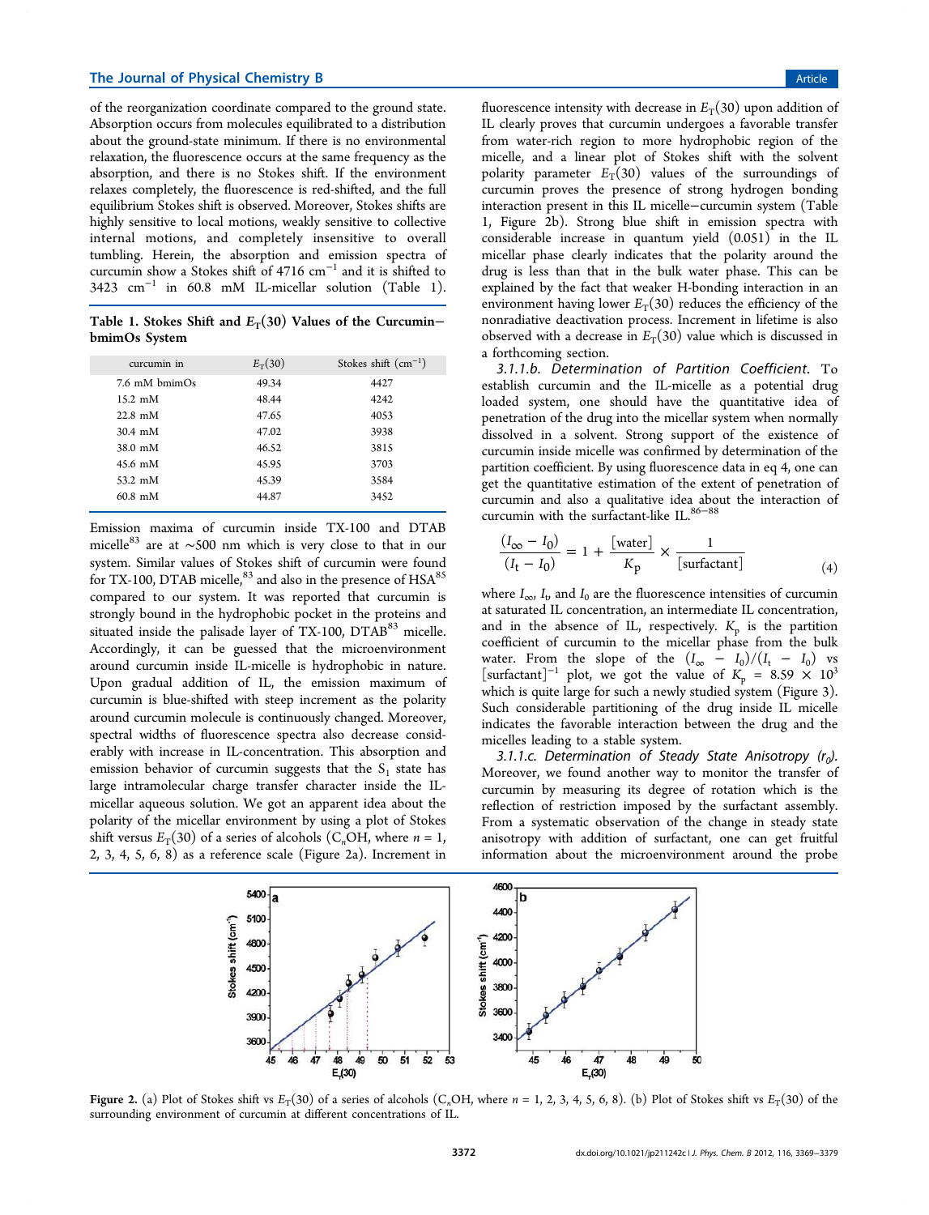of the reorganization coordinate compared to the ground state. Absorption occurs from molecules equilibrated to a distribution about the ground-state minimum. If there is no environmental relaxation, the fluorescence occurs at the same frequency as the absorption, and there is no Stokes shift. If the environment relaxes completely, the fluorescence is red-shifted, and the full equilibrium Stokes shift is observed. Moreover, Stokes shifts are highly sensitive to local motions, weakly sensitive to collective internal motions, and completely insensitive to overall tumbling. Herein, the absorption and emission spectra of curcumin show a Stokes shift of 4716 $cm^{-1}$ and it is shifted to 3423 $cm^{-1}$ in 60.8 mM IL-micellar solution (Table 1).

**Table 1. Stokes Shift and $E_T(30)$ Values of the Curcumin–bmimOs System**

| curcumin in | $E_T(30)$ | Stokes shift ($cm^{-1}$) |
|---|---|---|
| 7.6 mM bmimOs | 49.34 | 4427 |
| 15.2 mM | 48.44 | 4242 |
| 22.8 mM | 47.65 | 4053 |
| 30.4 mM | 47.02 | 3938 |
| 38.0 mM | 46.52 | 3815 |
| 45.6 mM | 45.95 | 3703 |
| 53.2 mM | 45.39 | 3584 |
| 60.8 mM | 44.87 | 3452 |

Emission maxima of curcumin inside TX-100 and DTAB micelle[83] are at ~500 nm which is very close to that in our system. Similar values of Stokes shift of curcumin were found for TX-100, DTAB micelle,[83] and also in the presence of HSA[85] compared to our system. It was reported that curcumin is strongly bound in the hydrophobic pocket in the proteins and situated inside the palisade layer of TX-100, DTAB[83] micelle. Accordingly, it can be guessed that the microenvironment around curcumin inside IL-micelle is hydrophobic in nature. Upon gradual addition of IL, the emission maximum of curcumin is blue-shifted with steep increment as the polarity around curcumin molecule is continuously changed. Moreover, spectral widths of fluorescence spectra also decrease considerably with increase in IL-concentration. This absorption and emission behavior of curcumin suggests that the $S_1$ state has large intramolecular charge transfer character inside the IL-micellar aqueous solution. We got an apparent idea about the polarity of the micellar environment by using a plot of Stokes shift versus $E_T(30)$ of a series of alcohols ($C_nOH$, where $n$ = 1, 2, 3, 4, 5, 6, 8) as a reference scale (Figure 2a). Increment in fluorescence intensity with decrease in $E_T(30)$ upon addition of IL clearly proves that curcumin undergoes a favorable transfer from water-rich region to more hydrophobic region of the micelle, and a linear plot of Stokes shift with the solvent polarity parameter $E_T(30)$ values of the surroundings of curcumin proves the presence of strong hydrogen bonding interaction present in this IL micelle–curcumin system (Table 1, Figure 2b). Strong blue shift in emission spectra with considerable increase in quantum yield (0.051) in the IL micellar phase clearly indicates that the polarity around the drug is less than that in the bulk water phase. This can be explained by the fact that weaker H-bonding interaction in an environment having lower $E_T(30)$ reduces the efficiency of the nonradiative deactivation process. Increment in lifetime is also observed with a decrease in $E_T(30)$ value which is discussed in a forthcoming section.

*3.1.1.b. Determination of Partition Coefficient.* To establish curcumin and the IL-micelle as a potential drug loaded system, one should have the quantitative idea of penetration of the drug into the micellar system when normally dissolved in a solvent. Strong support of the existence of curcumin inside micelle was confirmed by determination of the partition coefficient. By using fluorescence data in eq 4, one can get the quantitative estimation of the extent of penetration of curcumin and also a qualitative idea about the interaction of curcumin with the surfactant-like IL.[86−88]

$$\frac{(I_\infty - I_0)}{(I_t - I_0)} = 1 + \frac{[\text{water}]}{K_p} \times \frac{1}{[\text{surfactant}]} \tag{4}$$

where $I_\infty$, $I_t$, and $I_0$ are the fluorescence intensities of curcumin at saturated IL concentration, an intermediate IL concentration, and in the absence of IL, respectively. $K_p$ is the partition coefficient of curcumin to the micellar phase from the bulk water. From the slope of the $(I_\infty - I_0)/(I_t - I_0)$ vs $[\text{surfactant}]^{-1}$ plot, we got the value of $K_p = 8.59 \times 10^3$ which is quite large for such a newly studied system (Figure 3). Such considerable partitioning of the drug inside IL micelle indicates the favorable interaction between the drug and the micelles leading to a stable system.

*3.1.1.c. Determination of Steady State Anisotropy ($r_0$).* Moreover, we found another way to monitor the transfer of curcumin by measuring its degree of rotation which is the reflection of restriction imposed by the surfactant assembly. From a systematic observation of the change in steady state anisotropy with addition of surfactant, one can get fruitful information about the microenvironment around the probe

**Figure 2.** (a) Plot of Stokes shift vs $E_T(30)$ of a series of alcohols ($C_nOH$, where $n$ = 1, 2, 3, 4, 5, 6, 8). (b) Plot of Stokes shift vs $E_T(30)$ of the surrounding environment of curcumin at different concentrations of IL.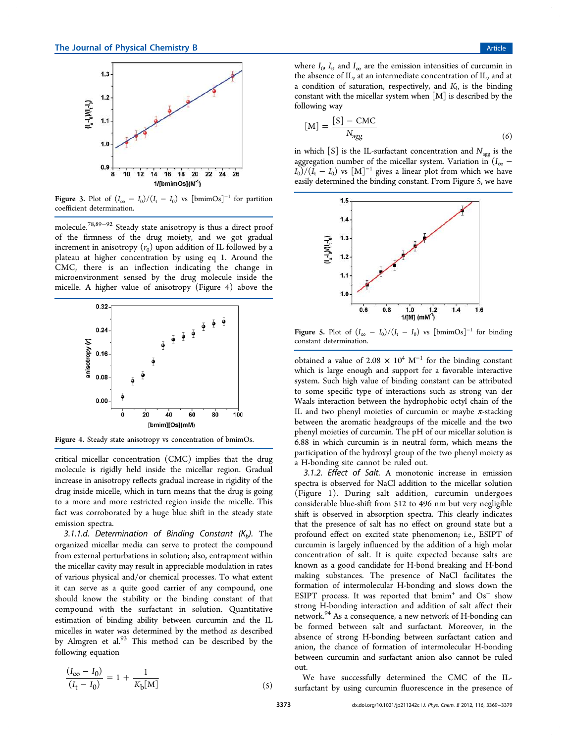Figure 3. Plot of $(I_\infty - I_0)/(I_t - I_0)$ vs $[\text{bmimOs}]^{-1}$ for partition coefficient determination.

molecule.[78,89−92] Steady state anisotropy is thus a direct proof of the firmness of the drug moiety, and we got gradual increment in anisotropy ($r_0$) upon addition of IL followed by a plateau at higher concentration by using eq 1. Around the CMC, there is an inflection indicating the change in microenvironment sensed by the drug molecule inside the micelle. A higher value of anisotropy (Figure 4) above the critical micellar concentration (CMC) implies that the drug molecule is rigidly held inside the micellar region. Gradual increase in anisotropy reflects gradual increase in rigidity of the drug inside micelle, which in turn means that the drug is going to a more and more restricted region inside the micelle. This fact was corroborated by a huge blue shift in the steady state emission spectra.

Figure 4. Steady state anisotropy vs concentration of bmimOs.

*3.1.1.d. Determination of Binding Constant ($K_b$).* The organized micellar media can serve to protect the compound from external perturbations in solution; also, entrapment within the micellar cavity may result in appreciable modulation in rates of various physical and/or chemical processes. To what extent it can serve as a quite good carrier of any compound, one should know the stability or the binding constant of that compound with the surfactant in solution. Quantitative estimation of binding ability between curcumin and the IL micelles in water was determined by the method as described by Almgren et al.[93] This method can be described by the following equation

$$\frac{(I_\infty - I_0)}{(I_t - I_0)} = 1 + \frac{1}{K_b[\text{M}]} \tag{5}$$

where $I_0$, $I_t$, and $I_\infty$ are the emission intensities of curcumin in the absence of IL, at an intermediate concentration of IL, and at a condition of saturation, respectively, and $K_b$ is the binding constant with the micellar system when [M] is described by the following way

$$[\text{M}] = \frac{[\text{S}] - \text{CMC}}{N_{\text{agg}}} \tag{6}$$

in which [S] is the IL-surfactant concentration and $N_{\text{agg}}$ is the aggregation number of the micellar system. Variation in $(I_\infty - I_0)/(I_t - I_0)$ vs $[\text{M}]^{-1}$ gives a linear plot from which we have easily determined the binding constant. From Figure 5, we have obtained a value of $2.08 \times 10^4$ M$^{-1}$ for the binding constant which is large enough and support for a favorable interactive system. Such high value of binding constant can be attributed to some specific type of interactions such as strong van der Waals interaction between the hydrophobic octyl chain of the IL and two phenyl moieties of curcumin or maybe $\pi$-stacking between the aromatic headgroups of the micelle and the two phenyl moieties of curcumin. The pH of our micellar solution is 6.88 in which curcumin is in neutral form, which means the participation of the hydroxyl group of the two phenyl moiety as a H-bonding site cannot be ruled out.

Figure 5. Plot of $(I_\infty - I_0)/(I_t - I_0)$ vs $[\text{bmimOs}]^{-1}$ for binding constant determination.

*3.1.2. Effect of Salt.* A monotonic increase in emission spectra is observed for NaCl addition to the micellar solution (Figure 1). During salt addition, curcumin undergoes considerable blue-shift from 512 to 496 nm but very negligible shift is observed in absorption spectra. This clearly indicates that the presence of salt has no effect on ground state but a profound effect on excited state phenomenon; i.e., ESIPT of curcumin is largely influenced by the addition of a high molar concentration of salt. It is quite expected because salts are known as a good candidate for H-bond breaking and H-bond making substances. The presence of NaCl facilitates the formation of intermolecular H-bonding and slows down the ESIPT process. It was reported that bmim$^+$ and Os$^-$ show strong H-bonding interaction and addition of salt affect their network.[94] As a consequence, a new network of H-bonding can be formed between salt and surfactant. Moreover, in the absence of strong H-bonding between surfactant cation and anion, the chance of formation of intermolecular H-bonding between curcumin and surfactant anion also cannot be ruled out.

We have successfully determined the CMC of the IL-surfactant by using curcumin fluorescence in the presence of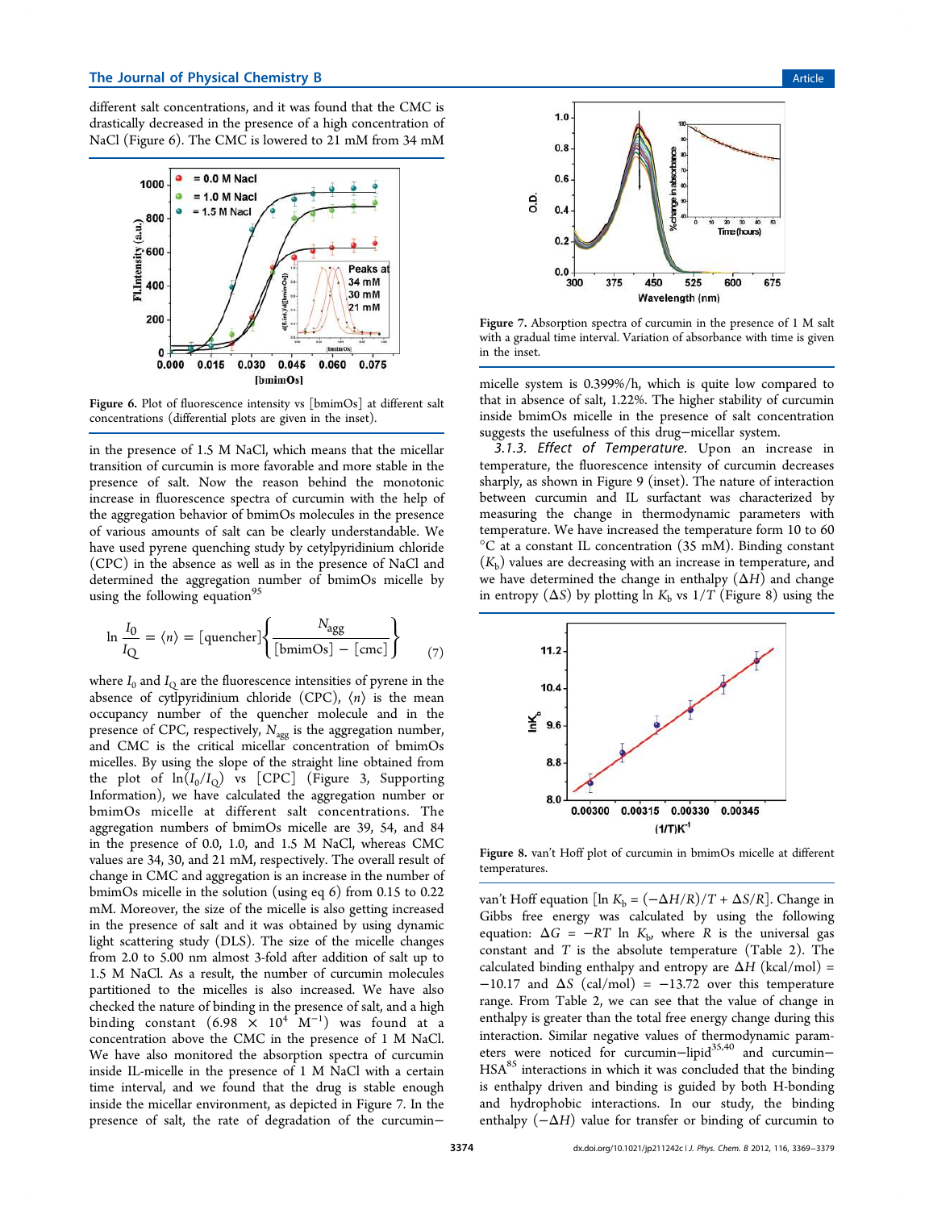different salt concentrations, and it was found that the CMC is drastically decreased in the presence of a high concentration of NaCl (Figure 6). The CMC is lowered to 21 mM from 34 mM in the presence of 1.5 M NaCl, which means that the micellar transition of curcumin is more favorable and more stable in the presence of salt. Now the reason behind the monotonic increase in fluorescence spectra of curcumin with the help of the aggregation behavior of bmimOs molecules in the presence of various amounts of salt can be clearly understandable. We have used pyrene quenching study by cetylpyridinium chloride (CPC) in the absence as well as in the presence of NaCl and determined the aggregation number of bmimOs micelle by using the following equation[95]

Figure 6. Plot of fluorescence intensity vs [bmimOs] at different salt concentrations (differential plots are given in the inset).

$$\ln \frac{I_0}{I_Q} = \langle n \rangle = [\text{quencher}]\left\{\frac{N_{agg}}{[\text{bmimOs}] - [\text{cmc}]}\right\} \quad (7)$$

where $I_0$ and $I_Q$ are the fluorescence intensities of pyrene in the absence of cytlpyridinium chloride (CPC), $\langle n \rangle$ is the mean occupancy number of the quencher molecule and in the presence of CPC, respectively, $N_{agg}$ is the aggregation number, and CMC is the critical micellar concentration of bmimOs micelles. By using the slope of the straight line obtained from the plot of $\ln(I_0/I_Q)$ vs [CPC] (Figure 3, Supporting Information), we have calculated the aggregation number or bmimOs micelle at different salt concentrations. The aggregation numbers of bmimOs micelle are 39, 54, and 84 in the presence of 0.0, 1.0, and 1.5 M NaCl, whereas CMC values are 34, 30, and 21 mM, respectively. The overall result of change in CMC and aggregation is an increase in the number of bmimOs micelle in the solution (using eq 6) from 0.15 to 0.22 mM. Moreover, the size of the micelle is also getting increased in the presence of salt and it was obtained by using dynamic light scattering study (DLS). The size of the micelle changes from 2.0 to 5.00 nm almost 3-fold after addition of salt up to 1.5 M NaCl. As a result, the number of curcumin molecules partitioned to the micelles is also increased. We have also checked the nature of binding in the presence of salt, and a high binding constant ($6.98 \times 10^4$ $M^{-1}$) was found at a concentration above the CMC in the presence of 1 M NaCl. We have also monitored the absorption spectra of curcumin inside IL-micelle in the presence of 1 M NaCl with a certain time interval, and we found that the drug is stable enough inside the micellar environment, as depicted in Figure 7. In the presence of salt, the rate of degradation of the curcumin–micelle system is 0.399%/h, which is quite low compared to that in absence of salt, 1.22%. The higher stability of curcumin inside bmimOs micelle in the presence of salt concentration suggests the usefulness of this drug–micellar system.

Figure 7. Absorption spectra of curcumin in the presence of 1 M salt with a gradual time interval. Variation of absorbance with time is given in the inset.

*3.1.3. Effect of Temperature.* Upon an increase in temperature, the fluorescence intensity of curcumin decreases sharply, as shown in Figure 9 (inset). The nature of interaction between curcumin and IL surfactant was characterized by measuring the change in thermodynamic parameters with temperature. We have increased the temperature form 10 to 60 °C at a constant IL concentration (35 mM). Binding constant ($K_b$) values are decreasing with an increase in temperature, and we have determined the change in enthalpy ($\Delta H$) and change in entropy ($\Delta S$) by plotting $\ln K_b$ vs $1/T$ (Figure 8) using the van't Hoff equation [$\ln K_b = (-\Delta H/R)/T + \Delta S/R$]. Change in Gibbs free energy was calculated by using the following equation: $\Delta G = -RT \ln K_b$, where $R$ is the universal gas constant and $T$ is the absolute temperature (Table 2). The calculated binding enthalpy and entropy are $\Delta H$ (kcal/mol) = −10.17 and $\Delta S$ (cal/mol) = −13.72 over this temperature range. From Table 2, we can see that the value of change in enthalpy is greater than the total free energy change during this interaction. Similar negative values of thermodynamic parameters were noticed for curcumin–lipid[35,40] and curcumin–HSA[85] interactions in which it was concluded that the binding is enthalpy driven and binding is guided by both H-bonding and hydrophobic interactions. In our study, the binding enthalpy ($-\Delta H$) value for transfer or binding of curcumin to

Figure 8. van't Hoff plot of curcumin in bmimOs micelle at different temperatures.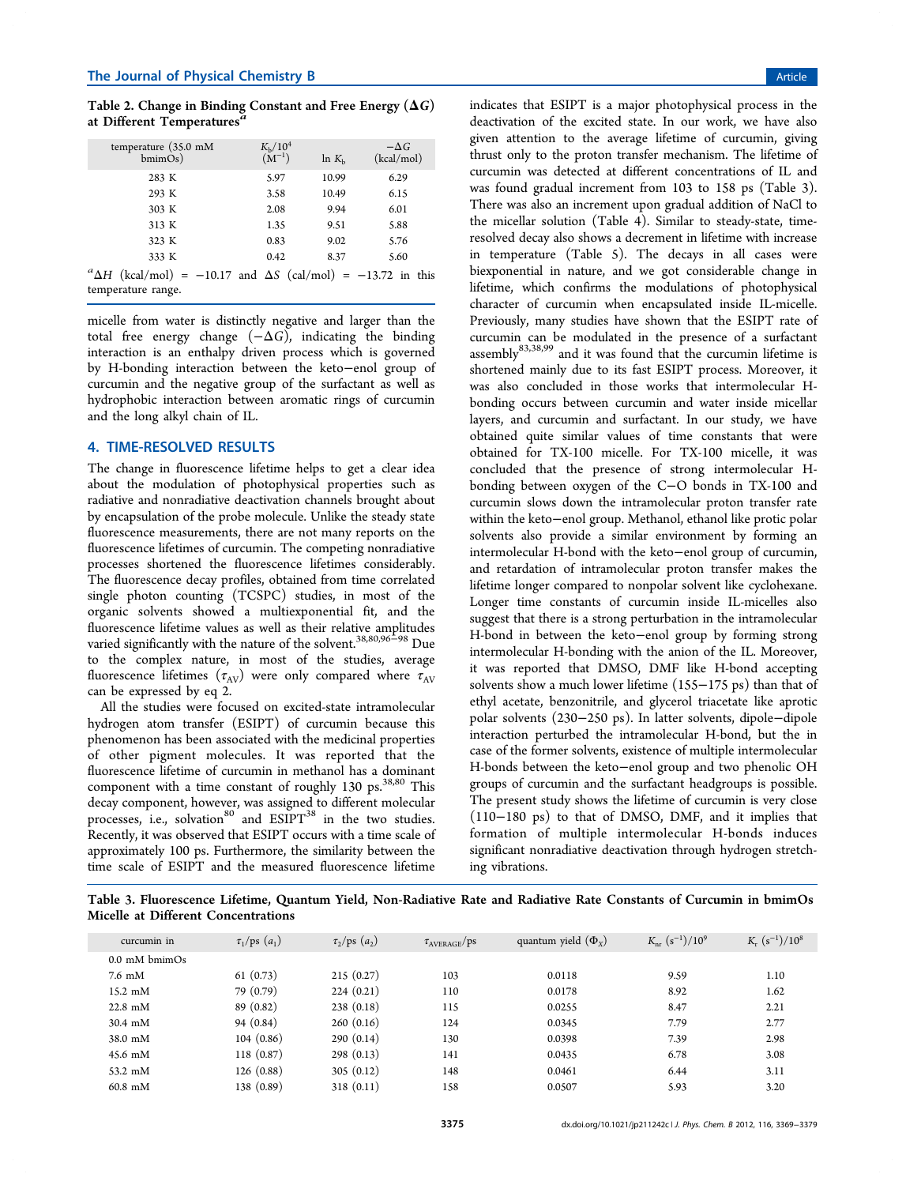Table 2. Change in Binding Constant and Free Energy ($\Delta G$) at Different Temperatures[a]

| temperature (35.0 mM bmimOs) | $K_b/10^4$ ($M^{-1}$) | ln $K_b$ | $-\Delta G$ (kcal/mol) |
|---|---|---|---|
| 283 K | 5.97 | 10.99 | 6.29 |
| 293 K | 3.58 | 10.49 | 6.15 |
| 303 K | 2.08 | 9.94 | 6.01 |
| 313 K | 1.35 | 9.51 | 5.88 |
| 323 K | 0.83 | 9.02 | 5.76 |
| 333 K | 0.42 | 8.37 | 5.60 |

[a]$\Delta H$ (kcal/mol) = −10.17 and $\Delta S$ (cal/mol) = −13.72 in this temperature range.

micelle from water is distinctly negative and larger than the total free energy change ($-\Delta G$), indicating the binding interaction is an enthalpy driven process which is governed by H-bonding interaction between the keto−enol group of curcumin and the negative group of the surfactant as well as hydrophobic interaction between aromatic rings of curcumin and the long alkyl chain of IL.

## 4. TIME-RESOLVED RESULTS

The change in fluorescence lifetime helps to get a clear idea about the modulation of photophysical properties such as radiative and nonradiative deactivation channels brought about by encapsulation of the probe molecule. Unlike the steady state fluorescence measurements, there are not many reports on the fluorescence lifetimes of curcumin. The competing nonradiative processes shortened the fluorescence lifetimes considerably. The fluorescence decay profiles, obtained from time correlated single photon counting (TCSPC) studies, in most of the organic solvents showed a multiexponential fit, and the fluorescence lifetime values as well as their relative amplitudes varied significantly with the nature of the solvent.[38,80,96−98] Due to the complex nature, in most of the studies, average fluorescence lifetimes ($\tau_{AV}$) were only compared where $\tau_{AV}$ can be expressed by eq 2.

All the studies were focused on excited-state intramolecular hydrogen atom transfer (ESIPT) of curcumin because this phenomenon has been associated with the medicinal properties of other pigment molecules. It was reported that the fluorescence lifetime of curcumin in methanol has a dominant component with a time constant of roughly 130 ps.[38,80] This decay component, however, was assigned to different molecular processes, i.e., solvation[80] and ESIPT[38] in the two studies. Recently, it was observed that ESIPT occurs with a time scale of approximately 100 ps. Furthermore, the similarity between the time scale of ESIPT and the measured fluorescence lifetime indicates that ESIPT is a major photophysical process in the deactivation of the excited state. In our work, we have also given attention to the average lifetime of curcumin, giving thrust only to the proton transfer mechanism. The lifetime of curcumin was detected at different concentrations of IL and was found gradual increment from 103 to 158 ps (Table 3). There was also an increment upon gradual addition of NaCl to the micellar solution (Table 4). Similar to steady-state, time-resolved decay also shows a decrement in lifetime with increase in temperature (Table 5). The decays in all cases were biexponential in nature, and we got considerable change in lifetime, which confirms the modulations of photophysical character of curcumin when encapsulated inside IL-micelle. Previously, many studies have shown that the ESIPT rate of curcumin can be modulated in the presence of a surfactant assembly[83,38,99] and it was found that the curcumin lifetime is shortened mainly due to its fast ESIPT process. Moreover, it was also concluded in those works that intermolecular H-bonding occurs between curcumin and water inside micellar layers, and curcumin and surfactant. In our study, we have obtained quite similar values of time constants that were obtained for TX-100 micelle. For TX-100 micelle, it was concluded that the presence of strong intermolecular H-bonding between oxygen of the C−O bonds in TX-100 and curcumin slows down the intramolecular proton transfer rate within the keto−enol group. Methanol, ethanol like protic polar solvents also provide a similar environment by forming an intermolecular H-bond with the keto−enol group of curcumin, and retardation of intramolecular proton transfer makes the lifetime longer compared to nonpolar solvent like cyclohexane. Longer time constants of curcumin inside IL-micelles also suggest that there is a strong perturbation in the intramolecular H-bond in between the keto−enol group by forming strong intermolecular H-bonding with the anion of the IL. Moreover, it was reported that DMSO, DMF like H-bond accepting solvents show a much lower lifetime (155−175 ps) than that of ethyl acetate, benzonitrile, and glycerol triacetate like aprotic polar solvents (230−250 ps). In latter solvents, dipole−dipole interaction perturbed the intramolecular H-bond, but the in case of the former solvents, existence of multiple intermolecular H-bonds between the keto−enol group and two phenolic OH groups of curcumin and the surfactant headgroups is possible. The present study shows the lifetime of curcumin is very close (110−180 ps) to that of DMSO, DMF, and it implies that formation of multiple intermolecular H-bonds induces significant nonradiative deactivation through hydrogen stretching vibrations.

Table 3. Fluorescence Lifetime, Quantum Yield, Non-Radiative Rate and Radiative Rate Constants of Curcumin in bmimOs Micelle at Different Concentrations

| curcumin in | $\tau_1$/ps ($a_1$) | $\tau_2$/ps ($a_2$) | $\tau_{AVERAGE}$/ps | quantum yield ($\Phi_X$) | $K_{nr}$ ($s^{-1}$)/$10^9$ | $K_r$ ($s^{-1}$)/$10^8$ |
|---|---|---|---|---|---|---|
| 0.0 mM bmimOs | | | | | | |
| 7.6 mM | 61 (0.73) | 215 (0.27) | 103 | 0.0118 | 9.59 | 1.10 |
| 15.2 mM | 79 (0.79) | 224 (0.21) | 110 | 0.0178 | 8.92 | 1.62 |
| 22.8 mM | 89 (0.82) | 238 (0.18) | 115 | 0.0255 | 8.47 | 2.21 |
| 30.4 mM | 94 (0.84) | 260 (0.16) | 124 | 0.0345 | 7.79 | 2.77 |
| 38.0 mM | 104 (0.86) | 290 (0.14) | 130 | 0.0398 | 7.39 | 2.98 |
| 45.6 mM | 118 (0.87) | 298 (0.13) | 141 | 0.0435 | 6.78 | 3.08 |
| 53.2 mM | 126 (0.88) | 305 (0.12) | 148 | 0.0461 | 6.44 | 3.11 |
| 60.8 mM | 138 (0.89) | 318 (0.11) | 158 | 0.0507 | 5.93 | 3.20 |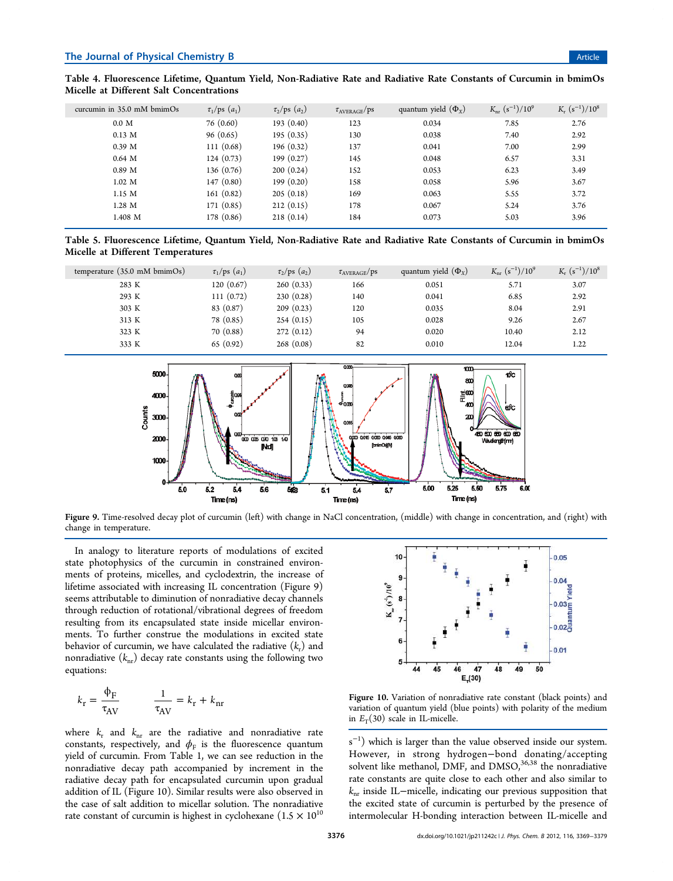**Table 4. Fluorescence Lifetime, Quantum Yield, Non-Radiative Rate and Radiative Rate Constants of Curcumin in bmimOs Micelle at Different Salt Concentrations**

| curcumin in 35.0 mM bmimOs | $\tau_1$/ps ($a_1$) | $\tau_2$/ps ($a_2$) | $\tau_{AVERAGE}$/ps | quantum yield ($\Phi_X$) | $K_{nr}$ ($s^{-1}$)/$10^9$ | $K_r$ ($s^{-1}$)/$10^8$ |
|---|---|---|---|---|---|---|
| 0.0 M | 76 (0.60) | 193 (0.40) | 123 | 0.034 | 7.85 | 2.76 |
| 0.13 M | 96 (0.65) | 195 (0.35) | 130 | 0.038 | 7.40 | 2.92 |
| 0.39 M | 111 (0.68) | 196 (0.32) | 137 | 0.041 | 7.00 | 2.99 |
| 0.64 M | 124 (0.73) | 199 (0.27) | 145 | 0.048 | 6.57 | 3.31 |
| 0.89 M | 136 (0.76) | 200 (0.24) | 152 | 0.053 | 6.23 | 3.49 |
| 1.02 M | 147 (0.80) | 199 (0.20) | 158 | 0.058 | 5.96 | 3.67 |
| 1.15 M | 161 (0.82) | 205 (0.18) | 169 | 0.063 | 5.55 | 3.72 |
| 1.28 M | 171 (0.85) | 212 (0.15) | 178 | 0.067 | 5.24 | 3.76 |
| 1.408 M | 178 (0.86) | 218 (0.14) | 184 | 0.073 | 5.03 | 3.96 |

**Table 5. Fluorescence Lifetime, Quantum Yield, Non-Radiative Rate and Radiative Rate Constants of Curcumin in bmimOs Micelle at Different Temperatures**

| temperature (35.0 mM bmimOs) | $\tau_1$/ps ($a_1$) | $\tau_2$/ps ($a_2$) | $\tau_{AVERAGE}$/ps | quantum yield ($\Phi_X$) | $K_{nr}$ ($s^{-1}$)/$10^9$ | $K_r$ ($s^{-1}$)/$10^8$ |
|---|---|---|---|---|---|---|
| 283 K | 120 (0.67) | 260 (0.33) | 166 | 0.051 | 5.71 | 3.07 |
| 293 K | 111 (0.72) | 230 (0.28) | 140 | 0.041 | 6.85 | 2.92 |
| 303 K | 83 (0.87) | 209 (0.23) | 120 | 0.035 | 8.04 | 2.91 |
| 313 K | 78 (0.85) | 254 (0.15) | 105 | 0.028 | 9.26 | 2.67 |
| 323 K | 70 (0.88) | 272 (0.12) | 94 | 0.020 | 10.40 | 2.12 |
| 333 K | 65 (0.92) | 268 (0.08) | 82 | 0.010 | 12.04 | 1.22 |

Figure 9. Time-resolved decay plot of curcumin (left) with change in NaCl concentration, (middle) with change in concentration, and (right) with change in temperature.

In analogy to literature reports of modulations of excited state photophysics of the curcumin in constrained environments of proteins, micelles, and cyclodextrin, the increase of lifetime associated with increasing IL concentration (Figure 9) seems attributable to diminution of nonradiative decay channels through reduction of rotational/vibrational degrees of freedom resulting from its encapsulated state inside micellar environments. To further construe the modulations in excited state behavior of curcumin, we have calculated the radiative ($k_r$) and nonradiative ($k_{nr}$) decay rate constants using the following two equations:

$$k_r = \frac{\phi_F}{\tau_{AV}} \qquad \frac{1}{\tau_{AV}} = k_r + k_{nr}$$

where $k_r$ and $k_{nr}$ are the radiative and nonradiative rate constants, respectively, and $\phi_F$ is the fluorescence quantum yield of curcumin. From Table 1, we can see reduction in the nonradiative decay path accompanied by increment in the radiative decay path for encapsulated curcumin upon gradual addition of IL (Figure 10). Similar results were also observed in the case of salt addition to micellar solution. The nonradiative rate constant of curcumin is highest in cyclohexane ($1.5 \times 10^{10}$ $s^{-1}$) which is larger than the value observed inside our system. However, in strong hydrogen–bond donating/accepting solvent like methanol, DMF, and DMSO,[36,38] the nonradiative rate constants are quite close to each other and also similar to $k_{nr}$ inside IL–micelle, indicating our previous supposition that the excited state of curcumin is perturbed by the presence of intermolecular H-bonding interaction between IL-micelle and

Figure 10. Variation of nonradiative rate constant (black points) and variation of quantum yield (blue points) with polarity of the medium in $E_T(30)$ scale in IL-micelle.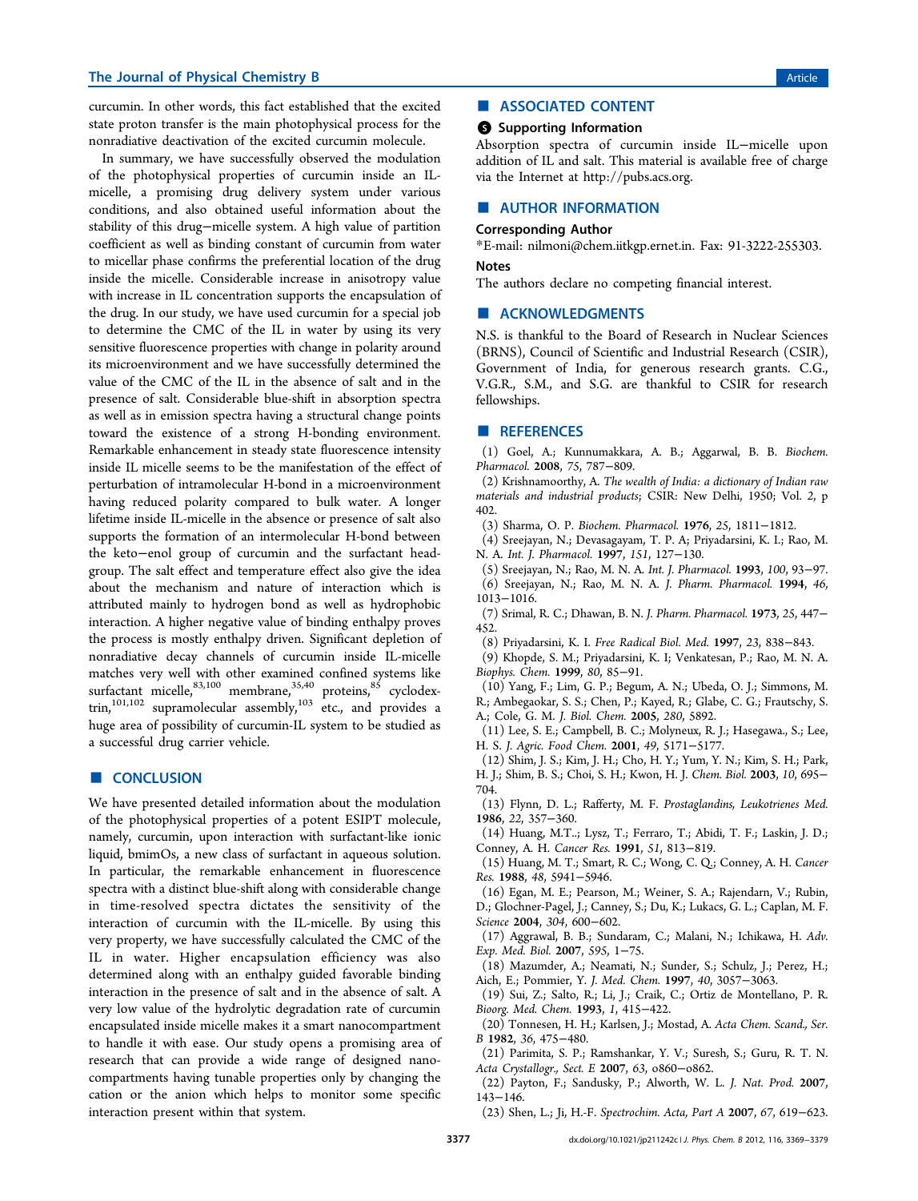curcumin. In other words, this fact established that the excited state proton transfer is the main photophysical process for the nonradiative deactivation of the excited curcumin molecule.

In summary, we have successfully observed the modulation of the photophysical properties of curcumin inside an IL-micelle, a promising drug delivery system under various conditions, and also obtained useful information about the stability of this drug–micelle system. A high value of partition coefficient as well as binding constant of curcumin from water to micellar phase confirms the preferential location of the drug inside the micelle. Considerable increase in anisotropy value with increase in IL concentration supports the encapsulation of the drug. In our study, we have used curcumin for a special job to determine the CMC of the IL in water by using its very sensitive fluorescence properties with change in polarity around its microenvironment and we have successfully determined the value of the CMC of the IL in the absence of salt and in the presence of salt. Considerable blue-shift in absorption spectra as well as in emission spectra having a structural change points toward the existence of a strong H-bonding environment. Remarkable enhancement in steady state fluorescence intensity inside IL micelle seems to be the manifestation of the effect of perturbation of intramolecular H-bond in a microenvironment having reduced polarity compared to bulk water. A longer lifetime inside IL-micelle in the absence or presence of salt also supports the formation of an intermolecular H-bond between the keto–enol group of curcumin and the surfactant head-group. The salt effect and temperature effect also give the idea about the mechanism and nature of interaction which is attributed mainly to hydrogen bond as well as hydrophobic interaction. A higher negative value of binding enthalpy proves the process is mostly enthalpy driven. Significant depletion of nonradiative decay channels of curcumin inside IL-micelle matches very well with other examined confined systems like surfactant micelle,[83,100] membrane,[35,40] proteins,[85] cyclodextrin,[101,102] supramolecular assembly,[103] etc., and provides a huge area of possibility of curcumin-IL system to be studied as a successful drug carrier vehicle.

## ■ CONCLUSION

We have presented detailed information about the modulation of the photophysical properties of a potent ESIPT molecule, namely, curcumin, upon interaction with surfactant-like ionic liquid, bmimOs, a new class of surfactant in aqueous solution. In particular, the remarkable enhancement in fluorescence spectra with a distinct blue-shift along with considerable change in time-resolved spectra dictates the sensitivity of the interaction of curcumin with the IL-micelle. By using this very property, we have successfully calculated the CMC of the IL in water. Higher encapsulation efficiency was also determined along with an enthalpy guided favorable binding interaction in the presence of salt and in the absence of salt. A very low value of the hydrolytic degradation rate of curcumin encapsulated inside micelle makes it a smart nanocompartment to handle it with ease. Our study opens a promising area of research that can provide a wide range of designed nanocompartments having tunable properties only by changing the cation or the anion which helps to monitor some specific interaction present within that system.

## ■ ASSOCIATED CONTENT

### Supporting Information

Absorption spectra of curcumin inside IL–micelle upon addition of IL and salt. This material is available free of charge via the Internet at http://pubs.acs.org.

## ■ AUTHOR INFORMATION

### Corresponding Author

*E-mail: nilmoni@chem.iitkgp.ernet.in. Fax: 91-3222-255303.

### Notes

The authors declare no competing financial interest.

## ■ ACKNOWLEDGMENTS

N.S. is thankful to the Board of Research in Nuclear Sciences (BRNS), Council of Scientific and Industrial Research (CSIR), Government of India, for generous research grants. C.G., V.G.R., S.M., and S.G. are thankful to CSIR for research fellowships.

## ■ REFERENCES

(1) Goel, A.; Kunnumakkara, A. B.; Aggarwal, B. B. *Biochem. Pharmacol.* **2008**, *75*, 787–809.

(2) Krishnamoorthy, A. *The wealth of India: a dictionary of Indian raw materials and industrial products*; CSIR: New Delhi, 1950; Vol. 2, p 402.

(3) Sharma, O. P. *Biochem. Pharmacol.* **1976**, *25*, 1811–1812.

(4) Sreejayan, N.; Devasagayam, T. P. A; Priyadarsini, K. I.; Rao, M. N. A. *Int. J. Pharmacol.* **1997**, *151*, 127–130.

(5) Sreejayan, N.; Rao, M. N. A. *Int. J. Pharmacol.* **1993**, *100*, 93–97.

(6) Sreejayan, N.; Rao, M. N. A. *J. Pharm. Pharmacol.* **1994**, *46*, 1013–1016.

(7) Srimal, R. C.; Dhawan, B. N. *J. Pharm. Pharmacol.* **1973**, *25*, 447–452.

(8) Priyadarsini, K. I. *Free Radical Biol. Med.* **1997**, *23*, 838–843.

(9) Khopde, S. M.; Priyadarsini, K. I; Venkatesan, P.; Rao, M. N. A. *Biophys. Chem.* **1999**, *80*, 85–91.

(10) Yang, F.; Lim, G. P.; Begum, A. N.; Ubeda, O. J.; Simmons, M. R.; Ambegaokar, S. S.; Chen, P.; Kayed, R.; Glabe, C. G.; Frautschy, S. A.; Cole, G. M. *J. Biol. Chem.* **2005**, *280*, 5892.

(11) Lee, S. E.; Campbell, B. C.; Molyneux, R. J.; Hasegawa., S.; Lee, H. S. *J. Agric. Food Chem.* **2001**, *49*, 5171–5177.

(12) Shim, J. S.; Kim, J. H.; Cho, H. Y.; Yum, Y. N.; Kim, S. H.; Park, H. J.; Shim, B. S.; Choi, S. H.; Kwon, H. J. *Chem. Biol.* **2003**, *10*, 695–704.

(13) Flynn, D. L.; Rafferty, M. F. *Prostaglandins, Leukotrienes Med.* **1986**, *22*, 357–360.

(14) Huang, M.T..; Lysz, T.; Ferraro, T.; Abidi, T. F.; Laskin, J. D.; Conney, A. H. *Cancer Res.* **1991**, *51*, 813–819.

(15) Huang, M. T.; Smart, R. C.; Wong, C. Q.; Conney, A. H. *Cancer Res.* **1988**, *48*, 5941–5946.

(16) Egan, M. E.; Pearson, M.; Weiner, S. A.; Rajendarn, V.; Rubin, D.; Glochner-Pagel, J.; Canney, S.; Du, K.; Lukacs, G. L.; Caplan, M. F. *Science* **2004**, *304*, 600–602.

(17) Aggrawal, B. B.; Sundaram, C.; Malani, N.; Ichikawa, H. *Adv. Exp. Med. Biol.* **2007**, *595*, 1–75.

(18) Mazumder, A.; Neamati, N.; Sunder, S.; Schulz, J.; Perez, H.; Aich, E.; Pommier, Y. *J. Med. Chem.* **1997**, *40*, 3057–3063.

(19) Sui, Z.; Salto, R.; Li, J.; Craik, C.; Ortiz de Montellano, P. R. *Bioorg. Med. Chem.* **1993**, *1*, 415–422.

(20) Tonnesen, H. H.; Karlsen, J.; Mostad, A. *Acta Chem. Scand., Ser. B* **1982**, *36*, 475–480.

(21) Parimita, S. P.; Ramshankar, Y. V.; Suresh, S.; Guru, R. T. N. *Acta Crystallogr., Sect. E* **2007**, *63*, o860–o862.

(22) Payton, F.; Sandusky, P.; Alworth, W. L. *J. Nat. Prod.* **2007**, 143–146.

(23) Shen, L.; Ji, H.-F. *Spectrochim. Acta, Part A* **2007**, *67*, 619–623.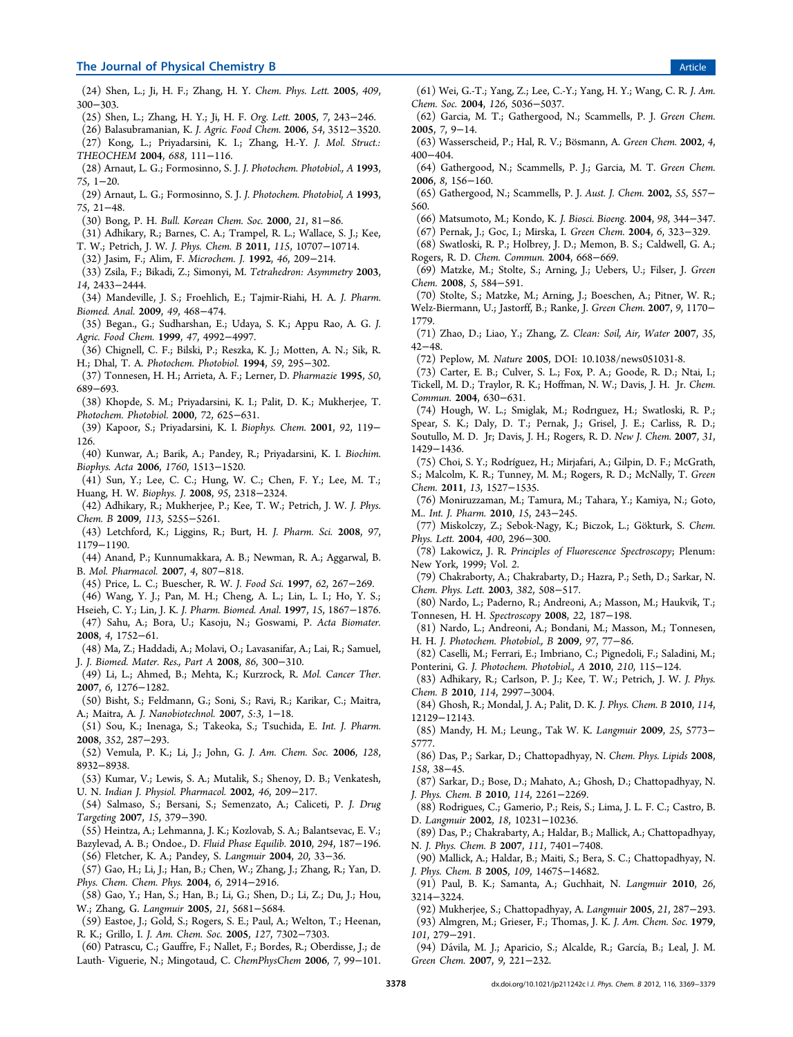(24) Shen, L.; Ji, H. F.; Zhang, H. Y. *Chem. Phys. Lett.* **2005**, *409*, 300−303.

(25) Shen, L.; Zhang, H. Y.; Ji, H. F. *Org. Lett.* **2005**, *7*, 243−246.

(26) Balasubramanian, K. *J. Agric. Food Chem.* **2006**, *54*, 3512−3520.

(27) Kong, L.; Priyadarsini, K. I.; Zhang, H.-Y. *J. Mol. Struct.: THEOCHEM* **2004**, *688*, 111−116.

(28) Arnaut, L. G.; Formosinno, S. J. *J. Photochem. Photobiol., A* **1993**, *75*, 1−20.

(29) Arnaut, L. G.; Formosinno, S. J. *J. Photochem. Photobiol, A* **1993**, *75*, 21−48.

(30) Bong, P. H. *Bull. Korean Chem. Soc.* **2000**, *21*, 81−86.

(31) Adhikary, R.; Barnes, C. A.; Trampel, R. L.; Wallace, S. J.; Kee, T. W.; Petrich, J. W. *J. Phys. Chem. B* **2011**, *115*, 10707−10714.

(32) Jasim, F.; Alim, F. *Microchem. J.* **1992**, *46*, 209−214.

(33) Zsila, F.; Bikadi, Z.; Simonyi, M. *Tetrahedron: Asymmetry* **2003**, *14*, 2433−2444.

(34) Mandeville, J. S.; Froehlich, E.; Tajmir-Riahi, H. A. *J. Pharm. Biomed. Anal.* **2009**, *49*, 468−474.

(35) Began., G.; Sudharshan, E.; Udaya, S. K.; Appu Rao, A. G. *J. Agric. Food Chem.* **1999**, *47*, 4992−4997.

(36) Chignell, C. F.; Bilski, P.; Reszka, K. J.; Motten, A. N.; Sik, R. H.; Dhal, T. A. *Photochem. Photobiol.* **1994**, *59*, 295−302.

(37) Tonnesen, H. H.; Arrieta, A. F.; Lerner, D. *Pharmazie* **1995**, *50*, 689−693.

(38) Khopde, S. M.; Priyadarsini, K. I.; Palit, D. K.; Mukherjee, T. *Photochem. Photobiol.* **2000**, *72*, 625−631.

(39) Kapoor, S.; Priyadarsini, K. I. *Biophys. Chem.* **2001**, *92*, 119−126.

(40) Kunwar, A.; Barik, A.; Pandey, R.; Priyadarsini, K. I. *Biochim. Biophys. Acta* **2006**, *1760*, 1513−1520.

(41) Sun, Y.; Lee, C. C.; Hung, W. C.; Chen, F. Y.; Lee, M. T.; Huang, H. W. *Biophys. J.* **2008**, *95*, 2318−2324.

(42) Adhikary, R.; Mukherjee, P.; Kee, T. W.; Petrich, J. W. *J. Phys. Chem. B* **2009**, *113*, 5255−5261.

(43) Letchford, K.; Liggins, R.; Burt, H. *J. Pharm. Sci.* **2008**, *97*, 1179−1190.

(44) Anand, P.; Kunnumakkara, A. B.; Newman, R. A.; Aggarwal, B. B. *Mol. Pharmacol.* **2007**, *4*, 807−818.

(45) Price, L. C.; Buescher, R. W. *J. Food Sci.* **1997**, *62*, 267−269.

(46) Wang, Y. J.; Pan, M. H.; Cheng, A. L.; Lin, L. I.; Ho, Y. S.; Hseieh, C. Y.; Lin, J. K. *J. Pharm. Biomed. Anal.* **1997**, *15*, 1867−1876.

(47) Sahu, A.; Bora, U.; Kasoju, N.; Goswami, P. *Acta Biomater.* **2008**, *4*, 1752−61.

(48) Ma, Z.; Haddadi, A.; Molavi, O.; Lavasanifar, A.; Lai, R.; Samuel, J. *J. Biomed. Mater. Res., Part A* **2008**, *86*, 300−310.

(49) Li, L.; Ahmed, B.; Mehta, K.; Kurzrock, R. *Mol. Cancer Ther.* **2007**, *6*, 1276−1282.

(50) Bisht, S.; Feldmann, G.; Soni, S.; Ravi, R.; Karikar, C.; Maitra, A.; Maitra, A. *J. Nanobiotechnol.* **2007**, *5:3*, 1−18.

(51) Sou, K.; Inenaga, S.; Takeoka, S.; Tsuchida, E. *Int. J. Pharm.* **2008**, *352*, 287−293.

(52) Vemula, P. K.; Li, J.; John, G. *J. Am. Chem. Soc.* **2006**, *128*, 8932−8938.

(53) Kumar, V.; Lewis, S. A.; Mutalik, S.; Shenoy, D. B.; Venkatesh, U. N. *Indian J. Physiol. Pharmacol.* **2002**, *46*, 209−217.

(54) Salmaso, S.; Bersani, S.; Semenzato, A.; Caliceti, P. *J. Drug Targeting* **2007**, *15*, 379−390.

(55) Heintza, A.; Lehmanna, J. K.; Kozlovab, S. A.; Balantsevac, E. V.; Bazylevad, A. B.; Ondoe., D. *Fluid Phase Equilib.* **2010**, *294*, 187−196.

(56) Fletcher, K. A.; Pandey, S. *Langmuir* **2004**, *20*, 33−36.

(57) Gao, H.; Li, J.; Han, B.; Chen, W.; Zhang, J.; Zhang, R.; Yan, D. *Phys. Chem. Chem. Phys.* **2004**, *6*, 2914−2916.

(58) Gao, Y.; Han, S.; Han, B.; Li, G.; Shen, D.; Li, Z.; Du, J.; Hou, W.; Zhang, G. *Langmuir* **2005**, *21*, 5681−5684.

(59) Eastoe, J.; Gold, S.; Rogers, S. E.; Paul, A.; Welton, T.; Heenan, R. K.; Grillo, I. *J. Am. Chem. Soc.* **2005**, *127*, 7302−7303.

(60) Patrascu, C.; Gauffre, F.; Nallet, F.; Bordes, R.; Oberdisse, J.; de Lauth- Viguerie, N.; Mingotaud, C. *ChemPhysChem* **2006**, *7*, 99−101.

(61) Wei, G.-T.; Yang, Z.; Lee, C.-Y.; Yang, H. Y.; Wang, C. R. *J. Am. Chem. Soc.* **2004**, *126*, 5036−5037.

(62) Garcia, M. T.; Gathergood, N.; Scammells, P. J. *Green Chem.* **2005**, *7*, 9−14.

(63) Wasserscheid, P.; Hal, R. V.; Bösmann, A. *Green Chem.* **2002**, *4*, 400−404.

(64) Gathergood, N.; Scammells, P. J.; Garcia, M. T. *Green Chem.* **2006**, *8*, 156−160.

(65) Gathergood, N.; Scammells, P. J. *Aust. J. Chem.* **2002**, *55*, 557−560.

(66) Matsumoto, M.; Kondo, K. *J. Biosci. Bioeng.* **2004**, *98*, 344−347.

(67) Pernak, J.; Goc, I.; Mirska, I. *Green Chem.* **2004**, *6*, 323−329.

(68) Swatloski, R. P.; Holbrey, J. D.; Memon, B. S.; Caldwell, G. A.; Rogers, R. D. *Chem. Commun.* **2004**, 668−669.

(69) Matzke, M.; Stolte, S.; Arning, J.; Uebers, U.; Filser, J. *Green Chem.* **2008**, *5*, 584−591.

(70) Stolte, S.; Matzke, M.; Arning, J.; Boeschen, A.; Pitner, W. R.; Welz-Biermann, U.; Jastorff, B.; Ranke, J. *Green Chem.* **2007**, *9*, 1170−1779.

(71) Zhao, D.; Liao, Y.; Zhang, Z. *Clean: Soil, Air, Water* **2007**, *35*, 42−48.

(72) Peplow, M. *Nature* **2005**, DOI: 10.1038/news051031-8.

(73) Carter, E. B.; Culver, S. L.; Fox, P. A.; Goode, R. D.; Ntai, I.; Tickell, M. D.; Traylor, R. K.; Hoffman, N. W.; Davis, J. H. Jr. *Chem. Commun.* **2004**, 630−631.

(74) Hough, W. L.; Smiglak, M.; Rodrıguez, H.; Swatloski, R. P.; Spear, S. K.; Daly, D. T.; Pernak, J.; Grisel, J. E.; Carliss, R. D.; Soutullo, M. D. Jr; Davis, J. H.; Rogers, R. D. *New J. Chem.* **2007**, *31*, 1429−1436.

(75) Choi, S. Y.; Rodríguez, H.; Mirjafari, A.; Gilpin, D. F.; McGrath, S.; Malcolm, K. R.; Tunney, M. M.; Rogers, R. D.; McNally, T. *Green Chem.* **2011**, *13*, 1527−1535.

(76) Moniruzzaman, M.; Tamura, M.; Tahara, Y.; Kamiya, N.; Goto, M.. *Int. J. Pharm.* **2010**, *15*, 243−245.

(77) Miskolczy, Z.; Sebok-Nagy, K.; Biczok, L.; Gökturk, S. *Chem. Phys. Lett.* **2004**, *400*, 296−300.

(78) Lakowicz, J. R. *Principles of Fluorescence Spectroscopy*; Plenum: New York, 1999; Vol. *2*.

(79) Chakraborty, A.; Chakrabarty, D.; Hazra, P.; Seth, D.; Sarkar, N. *Chem. Phys. Lett.* **2003**, *382*, 508−517.

(80) Nardo, L.; Paderno, R.; Andreoni, A.; Masson, M.; Haukvik, T.; Tonnesen, H. H. *Spectroscopy* **2008**, *22*, 187−198.

(81) Nardo, L.; Andreoni, A.; Bondani, M.; Masson, M.; Tonnesen, H. H. *J. Photochem. Photobiol., B* **2009**, *97*, 77−86.

(82) Caselli, M.; Ferrari, E.; Imbriano, C.; Pignedoli, F.; Saladini, M.; Ponterini, G. *J. Photochem. Photobiol., A* **2010**, *210*, 115−124.

(83) Adhikary, R.; Carlson, P. J.; Kee, T. W.; Petrich, J. W. *J. Phys. Chem. B* **2010**, *114*, 2997−3004.

(84) Ghosh, R.; Mondal, J. A.; Palit, D. K. *J. Phys. Chem. B* **2010**, *114*, 12129−12143.

(85) Mandy, H. M.; Leung., Tak W. K. *Langmuir* **2009**, *25*, 5773−5777.

(86) Das, P.; Sarkar, D.; Chattopadhyay, N. *Chem. Phys. Lipids* **2008**, *158*, 38−45.

(87) Sarkar, D.; Bose, D.; Mahato, A.; Ghosh, D.; Chattopadhyay, N. *J. Phys. Chem. B* **2010**, *114*, 2261−2269.

(88) Rodrigues, C.; Gamerio, P.; Reis, S.; Lima, J. L. F. C.; Castro, B. *Langmuir* **2002**, *18*, 10231−10236.

(89) Das, P.; Chakrabarty, A.; Haldar, B.; Mallick, A.; Chattopadhyay, N. *J. Phys. Chem. B* **2007**, *111*, 7401−7408.

(90) Mallick, A.; Haldar, B.; Maiti, S.; Bera, S. C.; Chattopadhyay, N. *J. Phys. Chem. B* **2005**, *109*, 14675−14682.

(91) Paul, B. K.; Samanta, A.; Guchhait, N. *Langmuir* **2010**, *26*, 3214−3224.

(92) Mukherjee, S.; Chattopadhyay, A. *Langmuir* **2005**, *21*, 287−293.

(93) Almgren, M.; Grieser, F.; Thomas, J. K. *J. Am. Chem. Soc.* **1979**, *101*, 279−291.

(94) Dávila, M. J.; Aparicio, S.; Alcalde, R.; García, B.; Leal, J. M. *Green Chem.* **2007**, *9*, 221−232.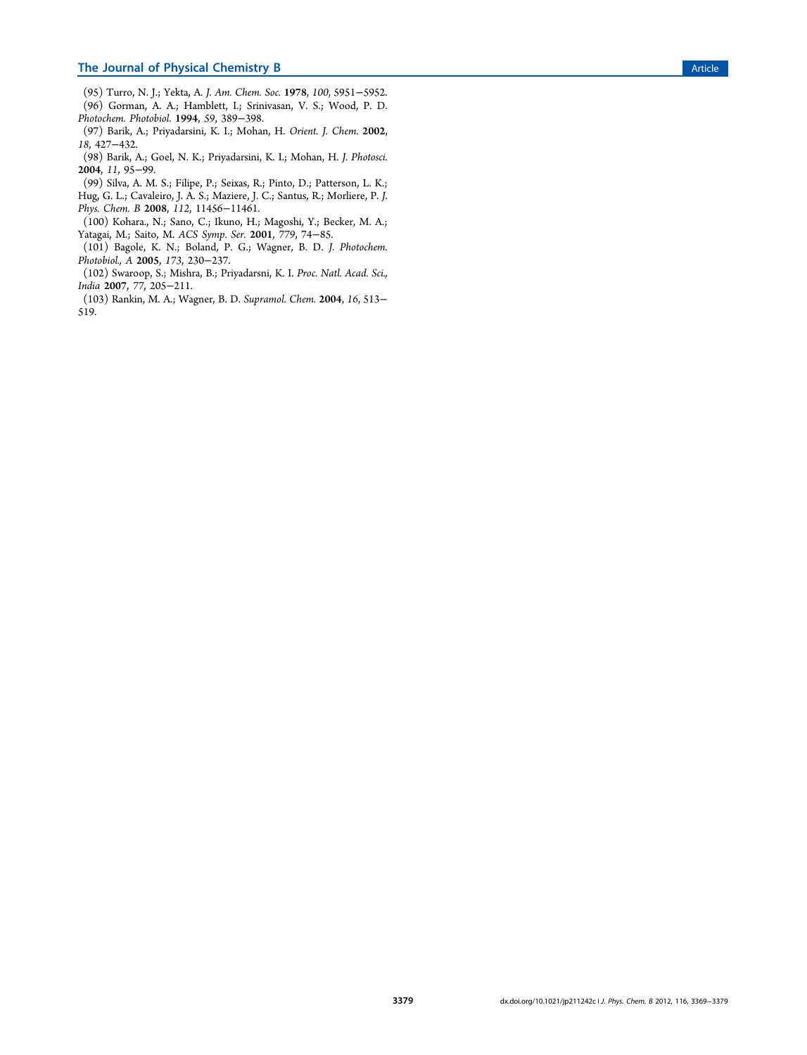(95) Turro, N. J.; Yekta, A. *J. Am. Chem. Soc.* **1978**, *100*, 5951−5952.

(96) Gorman, A. A.; Hamblett, I.; Srinivasan, V. S.; Wood, P. D. *Photochem. Photobiol.* **1994**, *59*, 389−398.

(97) Barik, A.; Priyadarsini, K. I.; Mohan, H. *Orient. J. Chem.* **2002**, *18*, 427−432.

(98) Barik, A.; Goel, N. K.; Priyadarsini, K. I.; Mohan, H. *J. Photosci.* **2004**, *11*, 95−99.

(99) Silva, A. M. S.; Filipe, P.; Seixas, R.; Pinto, D.; Patterson, L. K.; Hug, G. L.; Cavaleiro, J. A. S.; Maziere, J. C.; Santus, R.; Morliere, P. *J. Phys. Chem. B* **2008**, *112*, 11456−11461.

(100) Kohara., N.; Sano, C.; Ikuno, H.; Magoshi, Y.; Becker, M. A.; Yatagai, M.; Saito, M. *ACS Symp. Ser.* **2001**, *779*, 74−85.

(101) Bagole, K. N.; Boland, P. G.; Wagner, B. D. *J. Photochem. Photobiol., A* **2005**, *173*, 230−237.

(102) Swaroop, S.; Mishra, B.; Priyadarsni, K. I. *Proc. Natl. Acad. Sci., India* **2007**, *77*, 205−211.

(103) Rankin, M. A.; Wagner, B. D. *Supramol. Chem.* **2004**, *16*, 513−519.